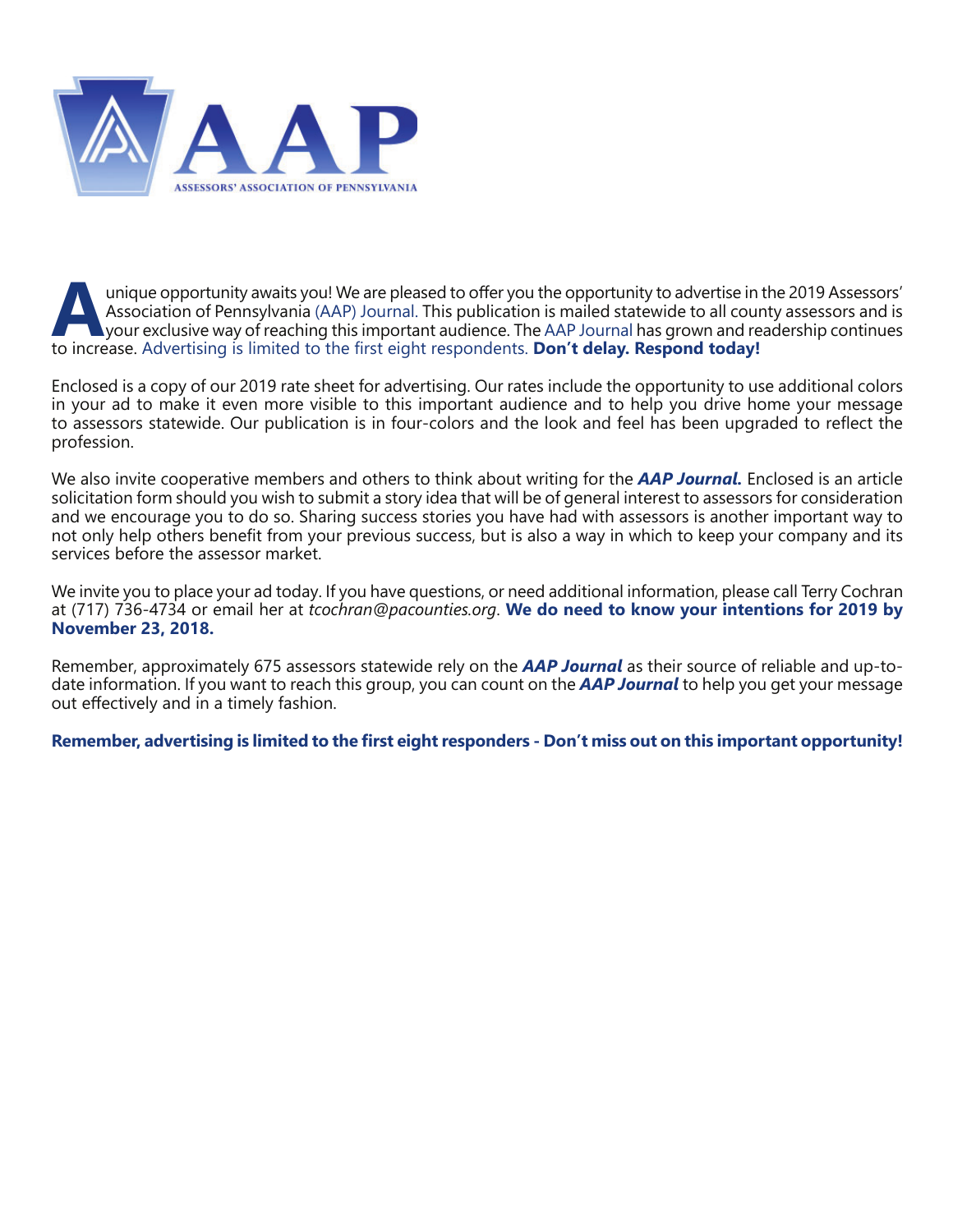# AAP

ASSESSORS' ASSOCIATION OF PENNSYLVANIA

A unique opportunity awaits you! We are pleased to offer you the opportunity to advertise in the 2019 Assessors' Association of Pennsylvania (AAP) Journal. This publication is mailed statewide to all county assessors and is your exclusive way of reaching this important audience. The AAP Journal has grown and readership continues to increase. Advertising is limited to the first eight respondents. **Don't delay. Respond today!**

Enclosed is a copy of our 2019 rate sheet for advertising. Our rates include the opportunity to use additional colors in your ad to make it even more visible to this important audience and to help you drive home your message to assessors statewide. Our publication is in four-colors and the look and feel has been upgraded to reflect the profession.

We also invite cooperative members and others to think about writing for the ***AAP Journal.*** Enclosed is an article solicitation form should you wish to submit a story idea that will be of general interest to assessors for consideration and we encourage you to do so. Sharing success stories you have had with assessors is another important way to not only help others benefit from your previous success, but is also a way in which to keep your company and its services before the assessor market.

We invite you to place your ad today. If you have questions, or need additional information, please call Terry Cochran at (717) 736-4734 or email her at *tcochran@pacounties.org*. **We do need to know your intentions for 2019 by November 23, 2018.**

Remember, approximately 675 assessors statewide rely on the ***AAP Journal*** as their source of reliable and up-to-date information. If you want to reach this group, you can count on the ***AAP Journal*** to help you get your message out effectively and in a timely fashion.

**Remember, advertising is limited to the first eight responders - Don't miss out on this important opportunity!**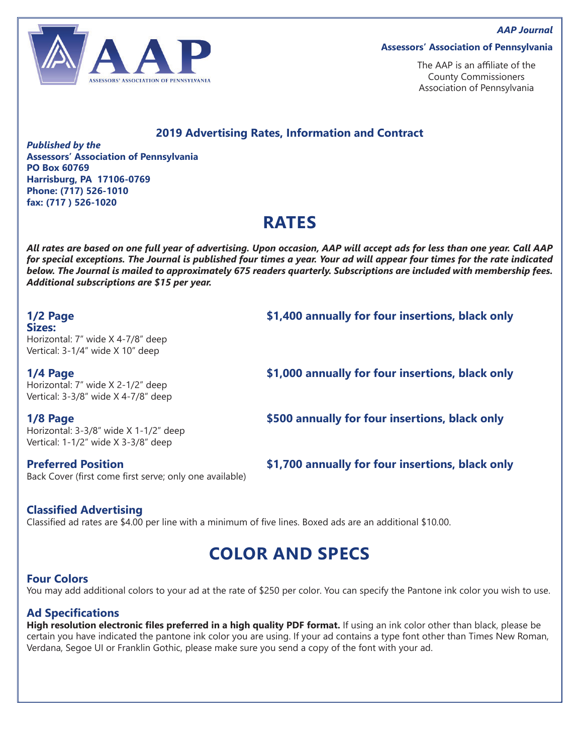**AAP Journal**

**Assessors' Association of Pennsylvania**

The AAP is an affiliate of the County Commissioners Association of Pennsylvania

## 2019 Advertising Rates, Information and Contract

***Published by the***
**Assessors' Association of Pennsylvania**
**PO Box 60769**
**Harrisburg, PA 17106-0769**
**Phone: (717) 526-1010**
**fax: (717 ) 526-1020**

# RATES

***All rates are based on one full year of advertising. Upon occasion, AAP will accept ads for less than one year. Call AAP for special exceptions. The Journal is published four times a year. Your ad will appear four times for the rate indicated below. The Journal is mailed to approximately 675 readers quarterly. Subscriptions are included with membership fees. Additional subscriptions are $15 per year.***

### 1/2 Page

**$1,400 annually for four insertions, black only**

**Sizes:**
Horizontal: 7" wide X 4-7/8" deep
Vertical: 3-1/4" wide X 10" deep

### 1/4 Page

**$1,000 annually for four insertions, black only**

Horizontal: 7" wide X 2-1/2" deep
Vertical: 3-3/8" wide X 4-7/8" deep

### 1/8 Page

**$500 annually for four insertions, black only**

Horizontal: 3-3/8" wide X 1-1/2" deep
Vertical: 1-1/2" wide X 3-3/8" deep

### Preferred Position

**$1,700 annually for four insertions, black only**

Back Cover (first come first serve; only one available)

### Classified Advertising

Classified ad rates are $4.00 per line with a minimum of five lines. Boxed ads are an additional $10.00.

# COLOR AND SPECS

### Four Colors

You may add additional colors to your ad at the rate of $250 per color. You can specify the Pantone ink color you wish to use.

### Ad Specifications

**High resolution electronic files preferred in a high quality PDF format.** If using an ink color other than black, please be certain you have indicated the pantone ink color you are using. If your ad contains a type font other than Times New Roman, Verdana, Segoe UI or Franklin Gothic, please make sure you send a copy of the font with your ad.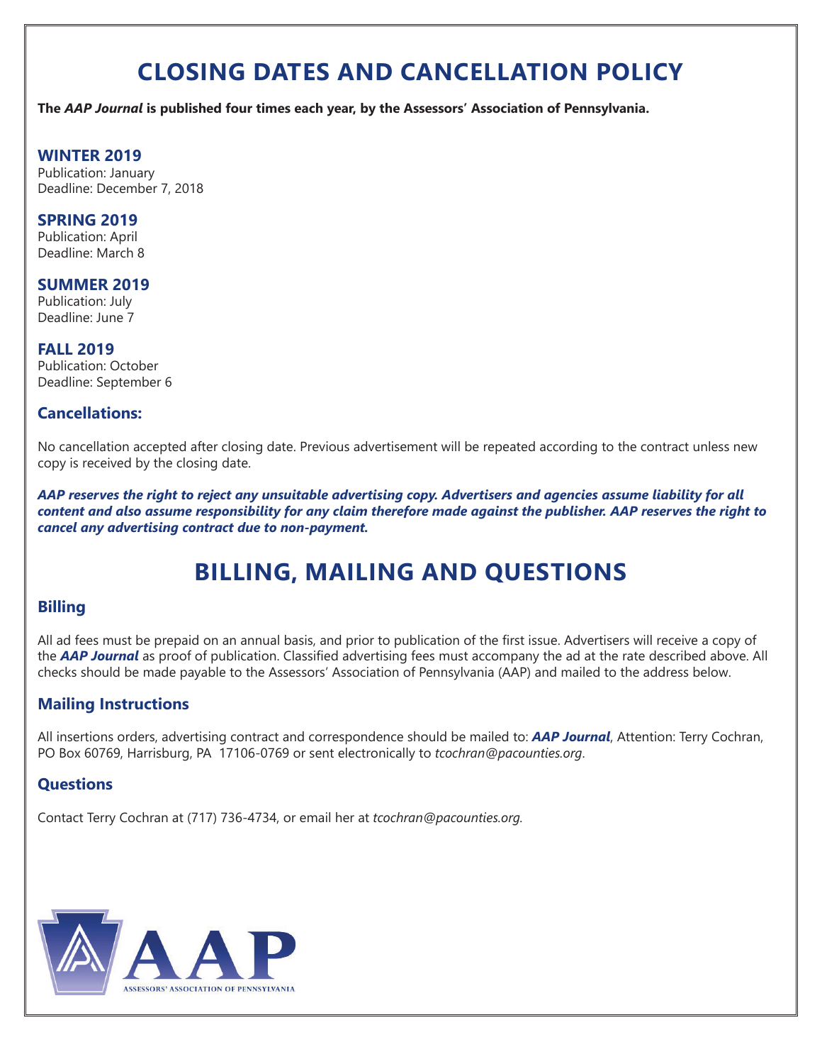# CLOSING DATES AND CANCELLATION POLICY

**The *AAP Journal* is published four times each year, by the Assessors' Association of Pennsylvania.**

### WINTER 2019
Publication: January
Deadline: December 7, 2018

### SPRING 2019
Publication: April
Deadline: March 8

### SUMMER 2019
Publication: July
Deadline: June 7

### FALL 2019
Publication: October
Deadline: September 6

### Cancellations:

No cancellation accepted after closing date. Previous advertisement will be repeated according to the contract unless new copy is received by the closing date.

***AAP reserves the right to reject any unsuitable advertising copy. Advertisers and agencies assume liability for all content and also assume responsibility for any claim therefore made against the publisher. AAP reserves the right to cancel any advertising contract due to non-payment.***

# BILLING, MAILING AND QUESTIONS

### Billing

All ad fees must be prepaid on an annual basis, and prior to publication of the first issue. Advertisers will receive a copy of the ***AAP Journal*** as proof of publication. Classified advertising fees must accompany the ad at the rate described above. All checks should be made payable to the Assessors' Association of Pennsylvania (AAP) and mailed to the address below.

### Mailing Instructions

All insertions orders, advertising contract and correspondence should be mailed to: ***AAP Journal***, Attention: Terry Cochran, PO Box 60769, Harrisburg, PA 17106-0769 or sent electronically to *tcochran@pacounties.org*.

### Questions

Contact Terry Cochran at (717) 736-4734, or email her at *tcochran@pacounties.org.*

AAP
ASSESSORS' ASSOCIATION OF PENNSYLVANIA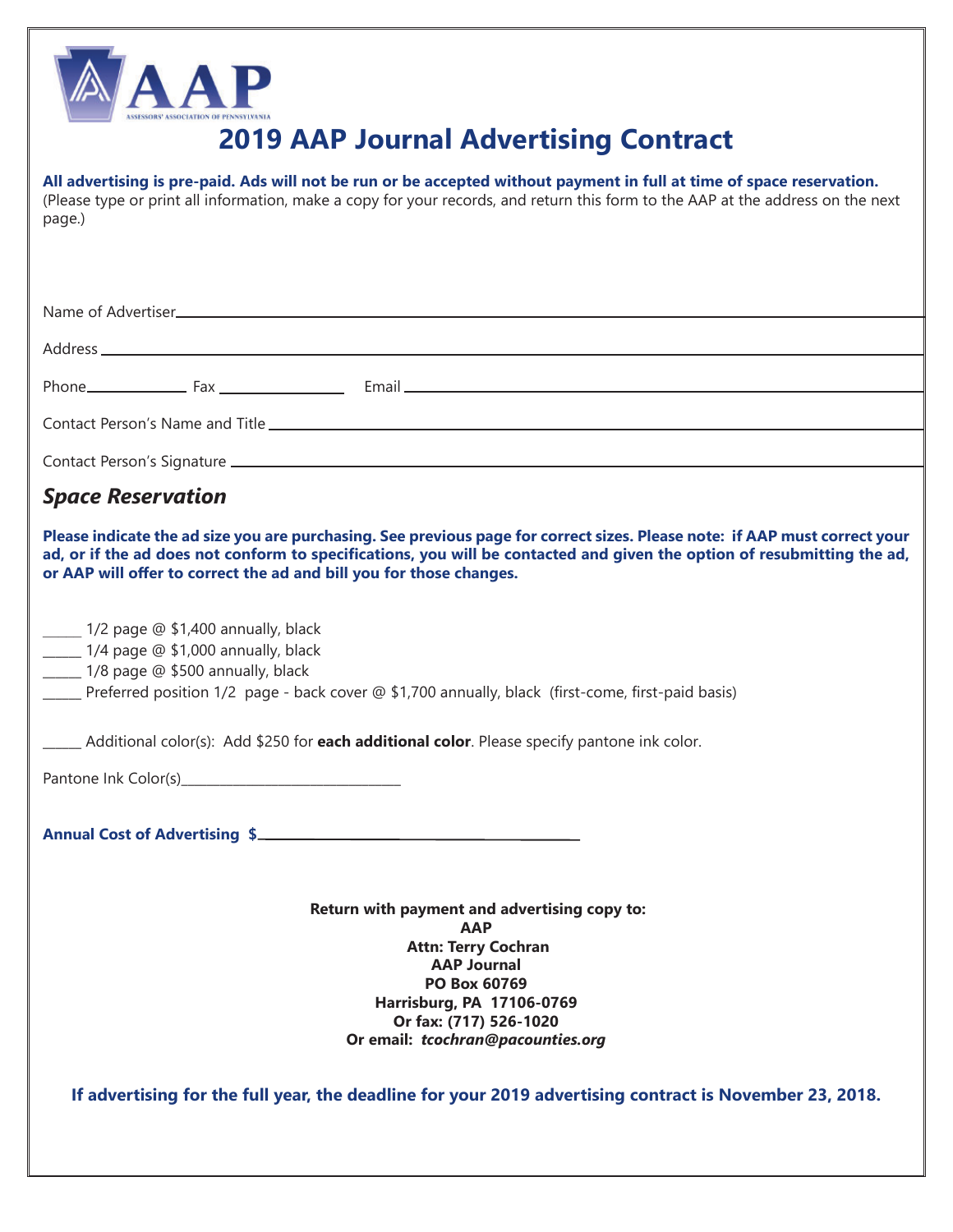AAP

ASSESSORS' ASSOCIATION OF PENNSYLVANIA

# 2019 AAP Journal Advertising Contract

**All advertising is pre-paid. Ads will not be run or be accepted without payment in full at time of space reservation.** (Please type or print all information, make a copy for your records, and return this form to the AAP at the address on the next page.)

Name of Advertiser ____________________

Address ____________________

Phone__________ Fax __________ Email ____________________

Contact Person's Name and Title ____________________

Contact Person's Signature ____________________

## *Space Reservation*

**Please indicate the ad size you are purchasing. See previous page for correct sizes. Please note: if AAP must correct your ad, or if the ad does not conform to specifications, you will be contacted and given the option of resubmitting the ad, or AAP will offer to correct the ad and bill you for those changes.**

_____ 1/2 page @ $1,400 annually, black
_____ 1/4 page @ $1,000 annually, black
_____ 1/8 page @ $500 annually, black
_____ Preferred position 1/2 page - back cover @ $1,700 annually, black (first-come, first-paid basis)

_____ Additional color(s): Add $250 for **each additional color**. Please specify pantone ink color.

Pantone Ink Color(s)____________________

**Annual Cost of Advertising $____________________**

**Return with payment and advertising copy to:**
**AAP**
**Attn: Terry Cochran**
**AAP Journal**
**PO Box 60769**
**Harrisburg, PA 17106-0769**
**Or fax: (717) 526-1020**
**Or email: *tcochran@pacounties.org***

**If advertising for the full year, the deadline for your 2019 advertising contract is November 23, 2018.**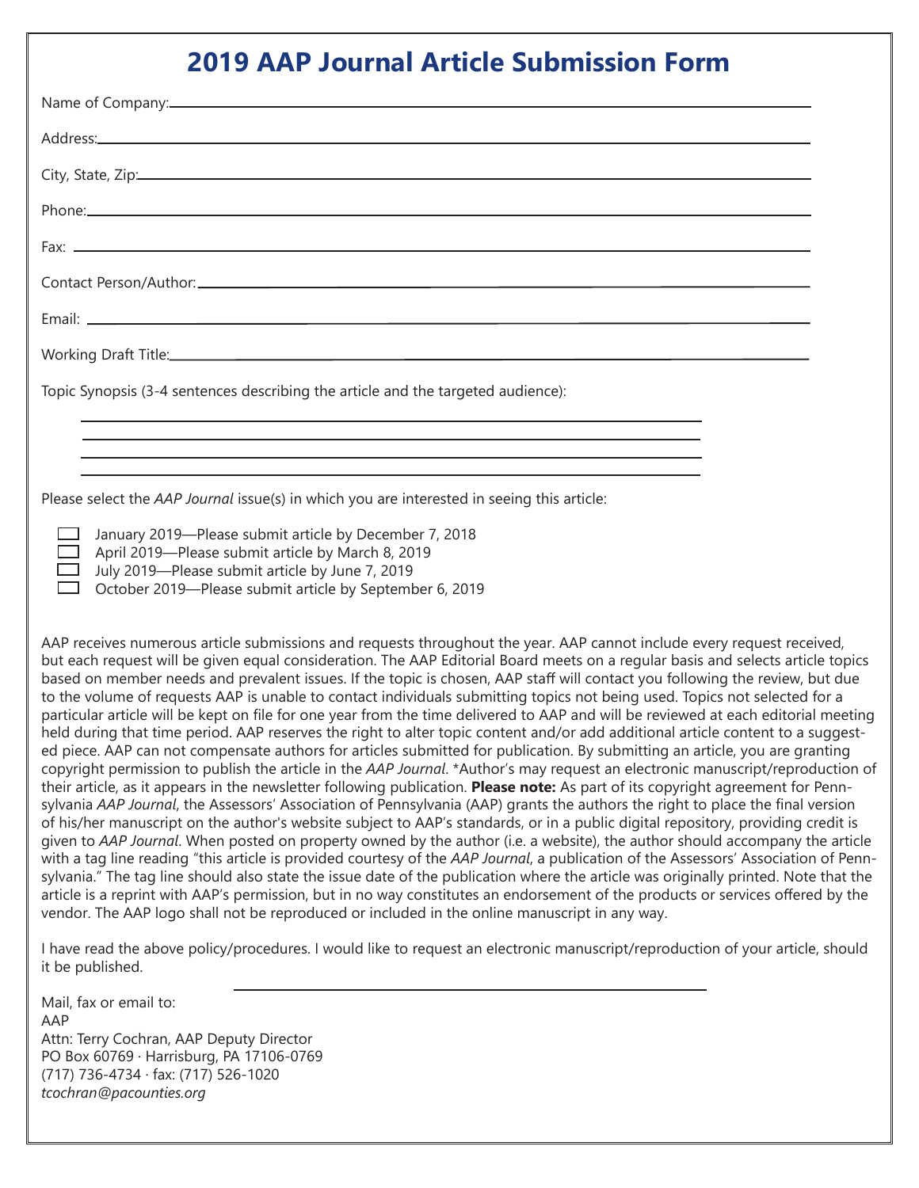# 2019 AAP Journal Article Submission Form

Name of Company: \_\_\_\_\_\_\_\_\_\_\_\_\_\_\_\_\_\_\_\_\_\_\_\_\_\_\_\_\_\_\_\_\_\_\_\_\_\_\_\_

Address: \_\_\_\_\_\_\_\_\_\_\_\_\_\_\_\_\_\_\_\_\_\_\_\_\_\_\_\_\_\_\_\_\_\_\_\_\_\_\_\_

City, State, Zip: \_\_\_\_\_\_\_\_\_\_\_\_\_\_\_\_\_\_\_\_\_\_\_\_\_\_\_\_\_\_\_\_\_\_\_\_\_\_\_\_

Phone: \_\_\_\_\_\_\_\_\_\_\_\_\_\_\_\_\_\_\_\_\_\_\_\_\_\_\_\_\_\_\_\_\_\_\_\_\_\_\_\_

Fax: \_\_\_\_\_\_\_\_\_\_\_\_\_\_\_\_\_\_\_\_\_\_\_\_\_\_\_\_\_\_\_\_\_\_\_\_\_\_\_\_

Contact Person/Author: \_\_\_\_\_\_\_\_\_\_\_\_\_\_\_\_\_\_\_\_\_\_\_\_\_\_\_\_\_\_\_\_\_\_\_\_\_\_\_\_

Email: \_\_\_\_\_\_\_\_\_\_\_\_\_\_\_\_\_\_\_\_\_\_\_\_\_\_\_\_\_\_\_\_\_\_\_\_\_\_\_\_

Working Draft Title: \_\_\_\_\_\_\_\_\_\_\_\_\_\_\_\_\_\_\_\_\_\_\_\_\_\_\_\_\_\_\_\_\_\_\_\_\_\_\_\_

Topic Synopsis (3-4 sentences describing the article and the targeted audience):

\_\_\_\_\_\_\_\_\_\_\_\_\_\_\_\_\_\_\_\_\_\_\_\_\_\_\_\_\_\_\_\_\_\_\_\_\_\_\_\_

\_\_\_\_\_\_\_\_\_\_\_\_\_\_\_\_\_\_\_\_\_\_\_\_\_\_\_\_\_\_\_\_\_\_\_\_\_\_\_\_

\_\_\_\_\_\_\_\_\_\_\_\_\_\_\_\_\_\_\_\_\_\_\_\_\_\_\_\_\_\_\_\_\_\_\_\_\_\_\_\_

\_\_\_\_\_\_\_\_\_\_\_\_\_\_\_\_\_\_\_\_\_\_\_\_\_\_\_\_\_\_\_\_\_\_\_\_\_\_\_\_

Please select the *AAP Journal* issue(s) in which you are interested in seeing this article:

- ☐ January 2019—Please submit article by December 7, 2018
- ☐ April 2019—Please submit article by March 8, 2019
- ☐ July 2019—Please submit article by June 7, 2019
- ☐ October 2019—Please submit article by September 6, 2019

AAP receives numerous article submissions and requests throughout the year. AAP cannot include every request received, but each request will be given equal consideration. The AAP Editorial Board meets on a regular basis and selects article topics based on member needs and prevalent issues. If the topic is chosen, AAP staff will contact you following the review, but due to the volume of requests AAP is unable to contact individuals submitting topics not being used. Topics not selected for a particular article will be kept on file for one year from the time delivered to AAP and will be reviewed at each editorial meeting held during that time period. AAP reserves the right to alter topic content and/or add additional article content to a suggested piece. AAP can not compensate authors for articles submitted for publication. By submitting an article, you are granting copyright permission to publish the article in the *AAP Journal*. *Author's may request an electronic manuscript/reproduction of their article, as it appears in the newsletter following publication. **Please note:** As part of its copyright agreement for Pennsylvania *AAP Journal*, the Assessors' Association of Pennsylvania (AAP) grants the authors the right to place the final version of his/her manuscript on the author's website subject to AAP's standards, or in a public digital repository, providing credit is given to *AAP Journal*. When posted on property owned by the author (i.e. a website), the author should accompany the article with a tag line reading "this article is provided courtesy of the *AAP Journal*, a publication of the Assessors' Association of Pennsylvania." The tag line should also state the issue date of the publication where the article was originally printed. Note that the article is a reprint with AAP's permission, but in no way constitutes an endorsement of the products or services offered by the vendor. The AAP logo shall not be reproduced or included in the online manuscript in any way.

I have read the above policy/procedures. I would like to request an electronic manuscript/reproduction of your article, should it be published.

\_\_\_\_\_\_\_\_\_\_\_\_\_\_\_\_\_\_\_\_\_\_\_\_\_\_\_\_\_\_\_\_\_\_\_\_\_\_\_\_

Mail, fax or email to:
AAP
Attn: Terry Cochran, AAP Deputy Director
PO Box 60769 · Harrisburg, PA 17106-0769
(717) 736-4734 · fax: (717) 526-1020
*tcochran@pacounties.org*